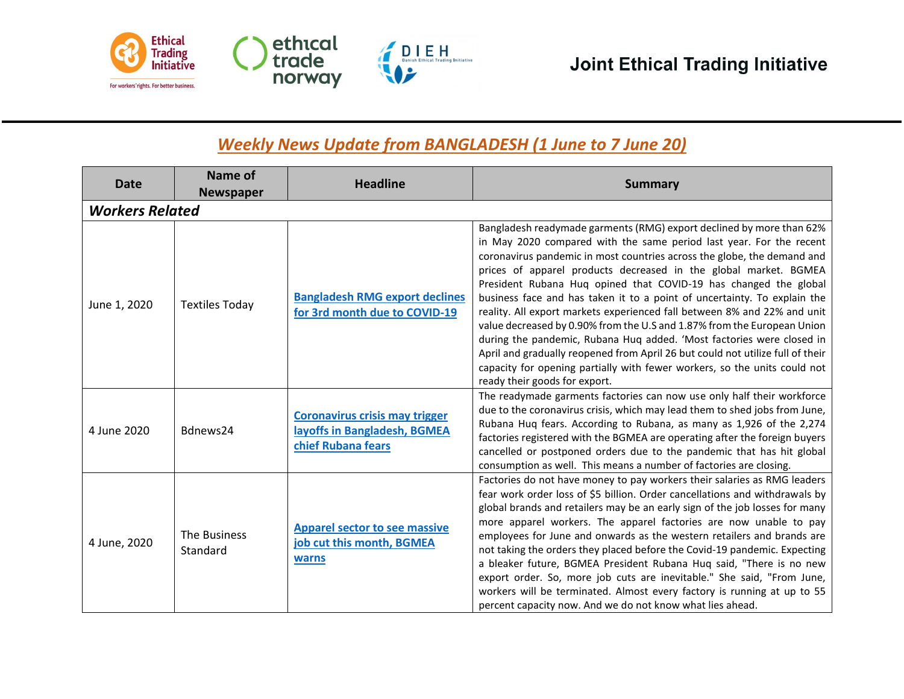**Joint Ethical Trading Initiative**

## *Weekly News Update from BANGLADESH (1 June to 7 June 20)*

| Date | Name of Newspaper | Headline | Summary |
|---|---|---|---|
| ***Workers Related*** | | | |
| June 1, 2020 | Textiles Today | Bangladesh RMG export declines for 3rd month due to COVID-19 | Bangladesh readymade garments (RMG) export declined by more than 62% in May 2020 compared with the same period last year. For the recent coronavirus pandemic in most countries across the globe, the demand and prices of apparel products decreased in the global market. BGMEA President Rubana Huq opined that COVID-19 has changed the global business face and has taken it to a point of uncertainty. To explain the reality. All export markets experienced fall between 8% and 22% and unit value decreased by 0.90% from the U.S and 1.87% from the European Union during the pandemic, Rubana Huq added. 'Most factories were closed in April and gradually reopened from April 26 but could not utilize full of their capacity for opening partially with fewer workers, so the units could not ready their goods for export. |
| 4 June 2020 | Bdnews24 | Coronavirus crisis may trigger layoffs in Bangladesh, BGMEA chief Rubana fears | The readymade garments factories can now use only half their workforce due to the coronavirus crisis, which may lead them to shed jobs from June, Rubana Huq fears. According to Rubana, as many as 1,926 of the 2,274 factories registered with the BGMEA are operating after the foreign buyers cancelled or postponed orders due to the pandemic that has hit global consumption as well. This means a number of factories are closing. |
| 4 June, 2020 | The Business Standard | Apparel sector to see massive job cut this month, BGMEA warns | Factories do not have money to pay workers their salaries as RMG leaders fear work order loss of $5 billion. Order cancellations and withdrawals by global brands and retailers may be an early sign of the job losses for many more apparel workers. The apparel factories are now unable to pay employees for June and onwards as the western retailers and brands are not taking the orders they placed before the Covid-19 pandemic. Expecting a bleaker future, BGMEA President Rubana Huq said, "There is no new export order. So, more job cuts are inevitable." She said, "From June, workers will be terminated. Almost every factory is running at up to 55 percent capacity now. And we do not know what lies ahead. |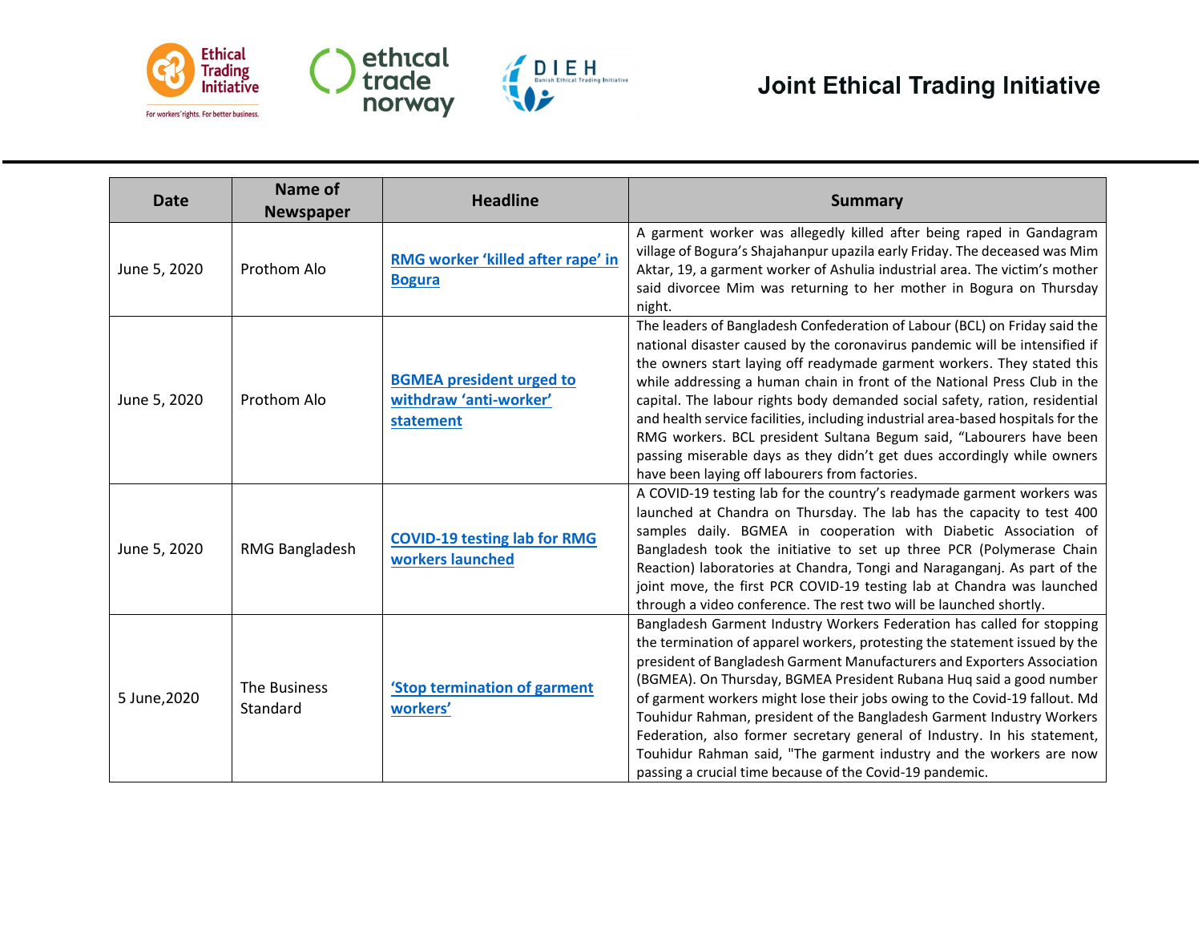| Date | Name of Newspaper | Headline | Summary |
|---|---|---|---|
| June 5, 2020 | Prothom Alo | RMG worker 'killed after rape' in Bogura | A garment worker was allegedly killed after being raped in Gandagram village of Bogura's Shajahanpur upazila early Friday. The deceased was Mim Aktar, 19, a garment worker of Ashulia industrial area. The victim's mother said divorcee Mim was returning to her mother in Bogura on Thursday night. |
| June 5, 2020 | Prothom Alo | BGMEA president urged to withdraw 'anti-worker' statement | The leaders of Bangladesh Confederation of Labour (BCL) on Friday said the national disaster caused by the coronavirus pandemic will be intensified if the owners start laying off readymade garment workers. They stated this while addressing a human chain in front of the National Press Club in the capital. The labour rights body demanded social safety, ration, residential and health service facilities, including industrial area-based hospitals for the RMG workers. BCL president Sultana Begum said, "Labourers have been passing miserable days as they didn't get dues accordingly while owners have been laying off labourers from factories. |
| June 5, 2020 | RMG Bangladesh | COVID-19 testing lab for RMG workers launched | A COVID-19 testing lab for the country's readymade garment workers was launched at Chandra on Thursday. The lab has the capacity to test 400 samples daily. BGMEA in cooperation with Diabetic Association of Bangladesh took the initiative to set up three PCR (Polymerase Chain Reaction) laboratories at Chandra, Tongi and Naraganganj. As part of the joint move, the first PCR COVID-19 testing lab at Chandra was launched through a video conference. The rest two will be launched shortly. |
| 5 June,2020 | The Business Standard | 'Stop termination of garment workers' | Bangladesh Garment Industry Workers Federation has called for stopping the termination of apparel workers, protesting the statement issued by the president of Bangladesh Garment Manufacturers and Exporters Association (BGMEA). On Thursday, BGMEA President Rubana Huq said a good number of garment workers might lose their jobs owing to the Covid-19 fallout. Md Touhidur Rahman, president of the Bangladesh Garment Industry Workers Federation, also former secretary general of Industry. In his statement, Touhidur Rahman said, "The garment industry and the workers are now passing a crucial time because of the Covid-19 pandemic. |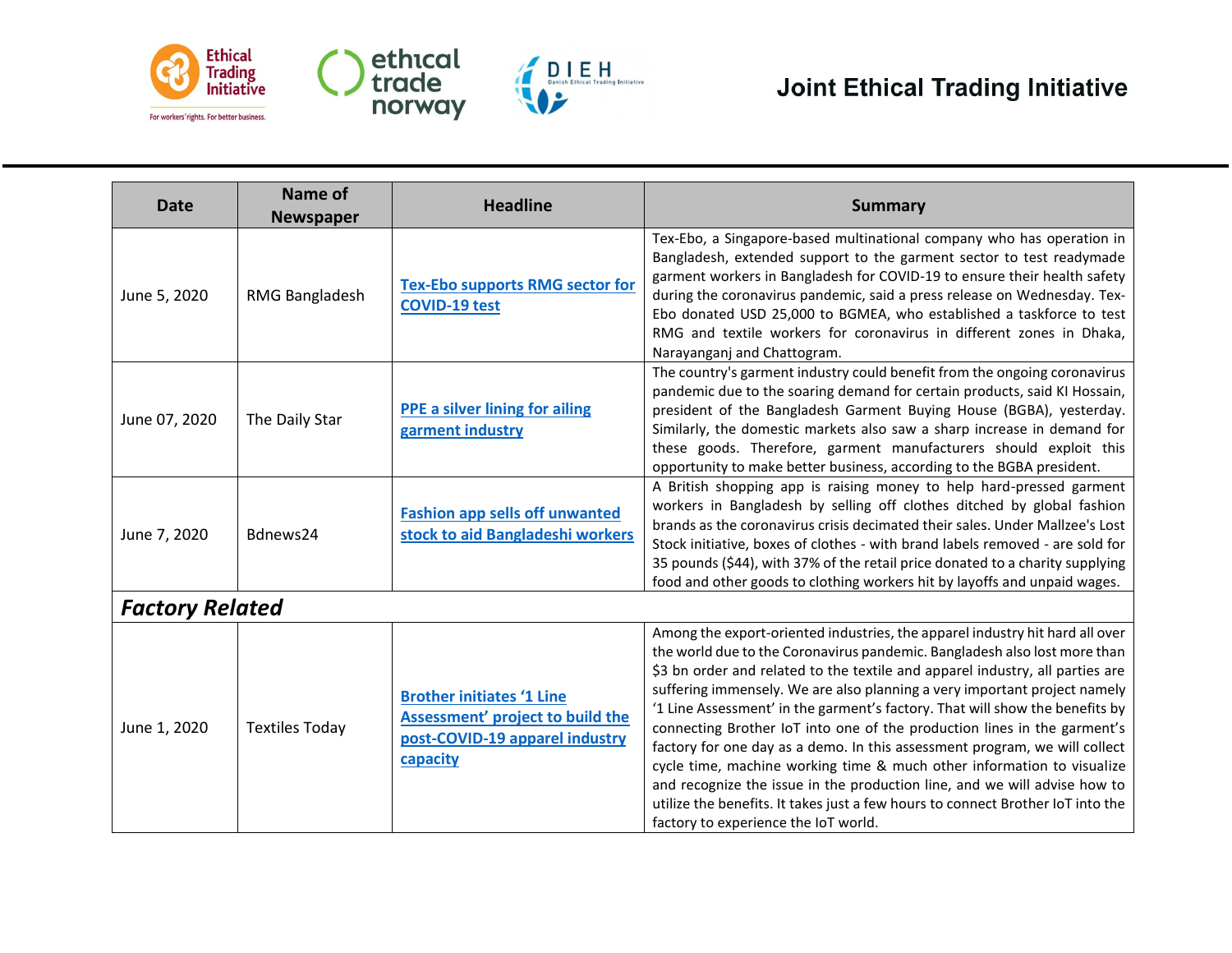| Date | Name of Newspaper | Headline | Summary |
|---|---|---|---|
| June 5, 2020 | RMG Bangladesh | [Tex-Ebo supports RMG sector for COVID-19 test]() | Tex-Ebo, a Singapore-based multinational company who has operation in Bangladesh, extended support to the garment sector to test readymade garment workers in Bangladesh for COVID-19 to ensure their health safety during the coronavirus pandemic, said a press release on Wednesday. Tex-Ebo donated USD 25,000 to BGMEA, who established a taskforce to test RMG and textile workers for coronavirus in different zones in Dhaka, Narayanganj and Chattogram. |
| June 07, 2020 | The Daily Star | [PPE a silver lining for ailing garment industry]() | The country's garment industry could benefit from the ongoing coronavirus pandemic due to the soaring demand for certain products, said KI Hossain, president of the Bangladesh Garment Buying House (BGBA), yesterday. Similarly, the domestic markets also saw a sharp increase in demand for these goods. Therefore, garment manufacturers should exploit this opportunity to make better business, according to the BGBA president. |
| June 7, 2020 | Bdnews24 | [Fashion app sells off unwanted stock to aid Bangladeshi workers]() | A British shopping app is raising money to help hard-pressed garment workers in Bangladesh by selling off clothes ditched by global fashion brands as the coronavirus crisis decimated their sales. Under Mallzee's Lost Stock initiative, boxes of clothes - with brand labels removed - are sold for 35 pounds ($44), with 37% of the retail price donated to a charity supplying food and other goods to clothing workers hit by layoffs and unpaid wages. |
| ***Factory Related*** | | | |
| June 1, 2020 | Textiles Today | [Brother initiates '1 Line Assessment' project to build the post-COVID-19 apparel industry capacity]() | Among the export-oriented industries, the apparel industry hit hard all over the world due to the Coronavirus pandemic. Bangladesh also lost more than $3 bn order and related to the textile and apparel industry, all parties are suffering immensely. We are also planning a very important project namely '1 Line Assessment' in the garment's factory. That will show the benefits by connecting Brother IoT into one of the production lines in the garment's factory for one day as a demo. In this assessment program, we will collect cycle time, machine working time & much other information to visualize and recognize the issue in the production line, and we will advise how to utilize the benefits. It takes just a few hours to connect Brother IoT into the factory to experience the IoT world. |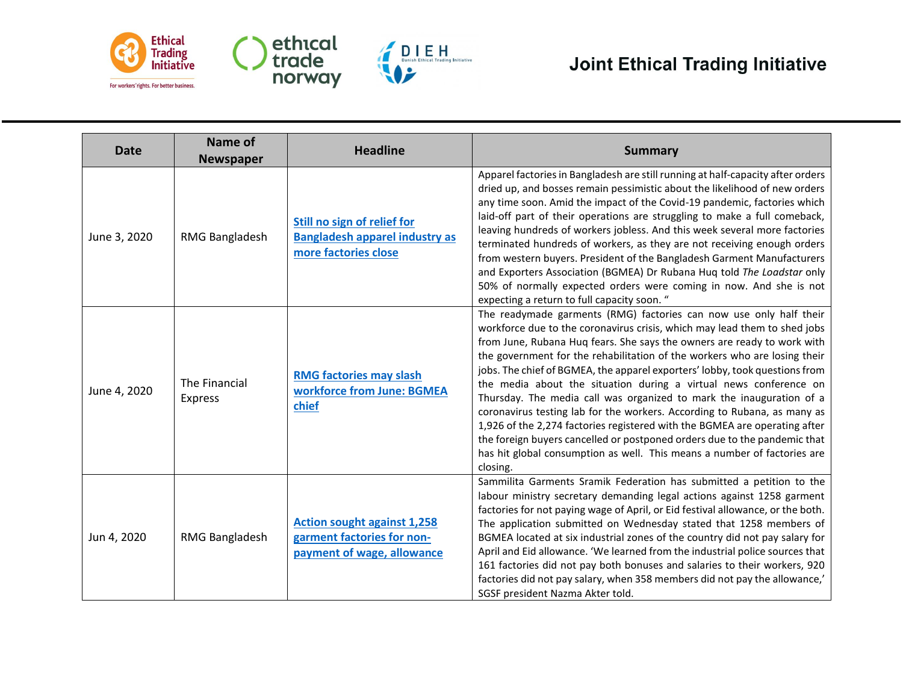| Date | Name of Newspaper | Headline | Summary |
|---|---|---|---|
| June 3, 2020 | RMG Bangladesh | **Still no sign of relief for Bangladesh apparel industry as more factories close** | Apparel factories in Bangladesh are still running at half-capacity after orders dried up, and bosses remain pessimistic about the likelihood of new orders any time soon. Amid the impact of the Covid-19 pandemic, factories which laid-off part of their operations are struggling to make a full comeback, leaving hundreds of workers jobless. And this week several more factories terminated hundreds of workers, as they are not receiving enough orders from western buyers. President of the Bangladesh Garment Manufacturers and Exporters Association (BGMEA) Dr Rubana Huq told *The Loadstar* only 50% of normally expected orders were coming in now. And she is not expecting a return to full capacity soon. " |
| June 4, 2020 | The Financial Express | **RMG factories may slash workforce from June: BGMEA chief** | The readymade garments (RMG) factories can now use only half their workforce due to the coronavirus crisis, which may lead them to shed jobs from June, Rubana Huq fears. She says the owners are ready to work with the government for the rehabilitation of the workers who are losing their jobs. The chief of BGMEA, the apparel exporters' lobby, took questions from the media about the situation during a virtual news conference on Thursday. The media call was organized to mark the inauguration of a coronavirus testing lab for the workers. According to Rubana, as many as 1,926 of the 2,274 factories registered with the BGMEA are operating after the foreign buyers cancelled or postponed orders due to the pandemic that has hit global consumption as well. This means a number of factories are closing. |
| Jun 4, 2020 | RMG Bangladesh | **Action sought against 1,258 garment factories for non-payment of wage, allowance** | Sammilita Garments Sramik Federation has submitted a petition to the labour ministry secretary demanding legal actions against 1258 garment factories for not paying wage of April, or Eid festival allowance, or the both. The application submitted on Wednesday stated that 1258 members of BGMEA located at six industrial zones of the country did not pay salary for April and Eid allowance. 'We learned from the industrial police sources that 161 factories did not pay both bonuses and salaries to their workers, 920 factories did not pay salary, when 358 members did not pay the allowance,' SGSF president Nazma Akter told. |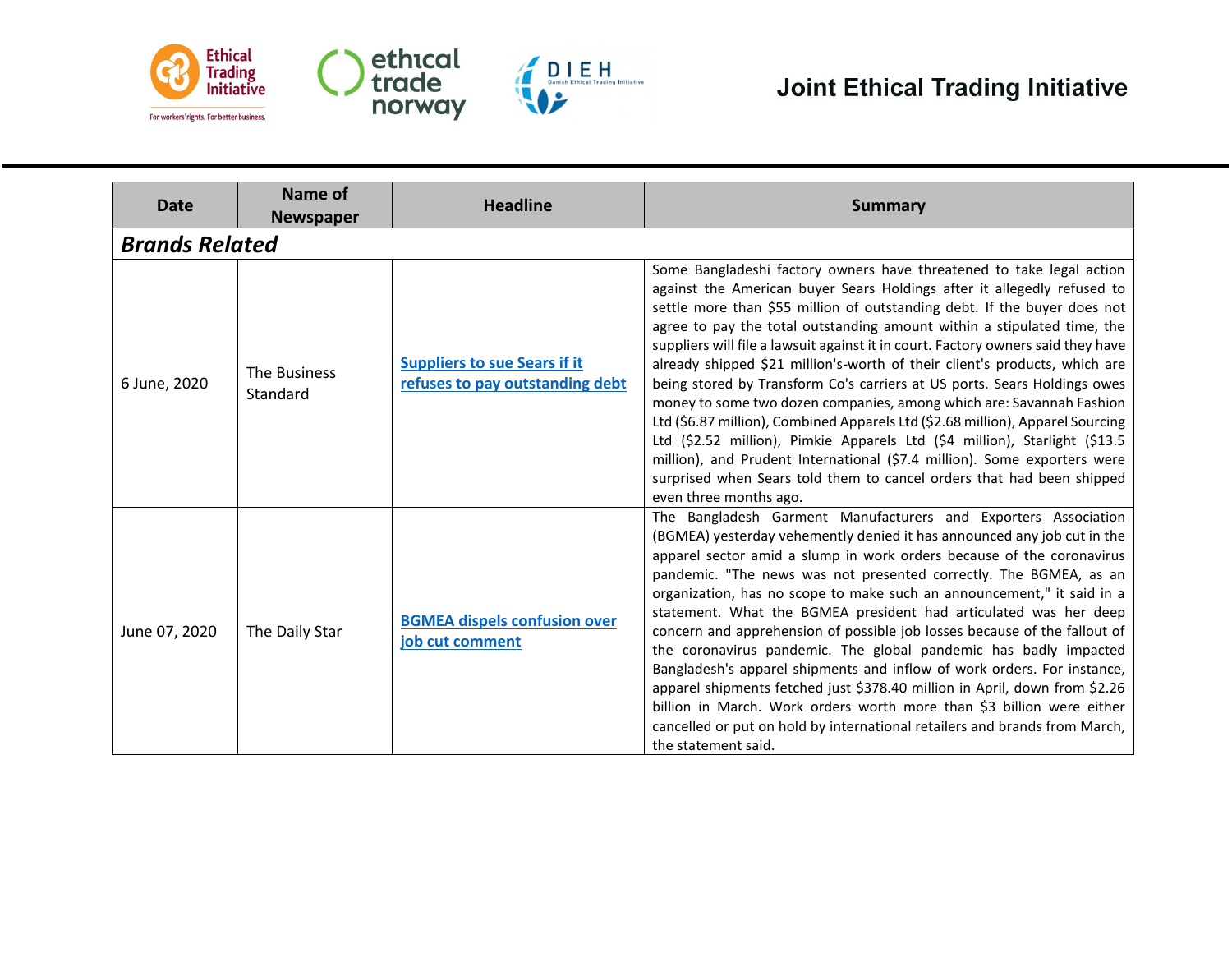| Date | Name of Newspaper | Headline | Summary |
|---|---|---|---|
| ***Brands Related*** | | | |
| 6 June, 2020 | The Business Standard | **Suppliers to sue Sears if it refuses to pay outstanding debt** | Some Bangladeshi factory owners have threatened to take legal action against the American buyer Sears Holdings after it allegedly refused to settle more than $55 million of outstanding debt. If the buyer does not agree to pay the total outstanding amount within a stipulated time, the suppliers will file a lawsuit against it in court. Factory owners said they have already shipped $21 million's-worth of their client's products, which are being stored by Transform Co's carriers at US ports. Sears Holdings owes money to some two dozen companies, among which are: Savannah Fashion Ltd ($6.87 million), Combined Apparels Ltd ($2.68 million), Apparel Sourcing Ltd ($2.52 million), Pimkie Apparels Ltd ($4 million), Starlight ($13.5 million), and Prudent International ($7.4 million). Some exporters were surprised when Sears told them to cancel orders that had been shipped even three months ago. |
| June 07, 2020 | The Daily Star | **BGMEA dispels confusion over job cut comment** | The Bangladesh Garment Manufacturers and Exporters Association (BGMEA) yesterday vehemently denied it has announced any job cut in the apparel sector amid a slump in work orders because of the coronavirus pandemic. "The news was not presented correctly. The BGMEA, as an organization, has no scope to make such an announcement," it said in a statement. What the BGMEA president had articulated was her deep concern and apprehension of possible job losses because of the fallout of the coronavirus pandemic. The global pandemic has badly impacted Bangladesh's apparel shipments and inflow of work orders. For instance, apparel shipments fetched just $378.40 million in April, down from $2.26 billion in March. Work orders worth more than $3 billion were either cancelled or put on hold by international retailers and brands from March, the statement said. |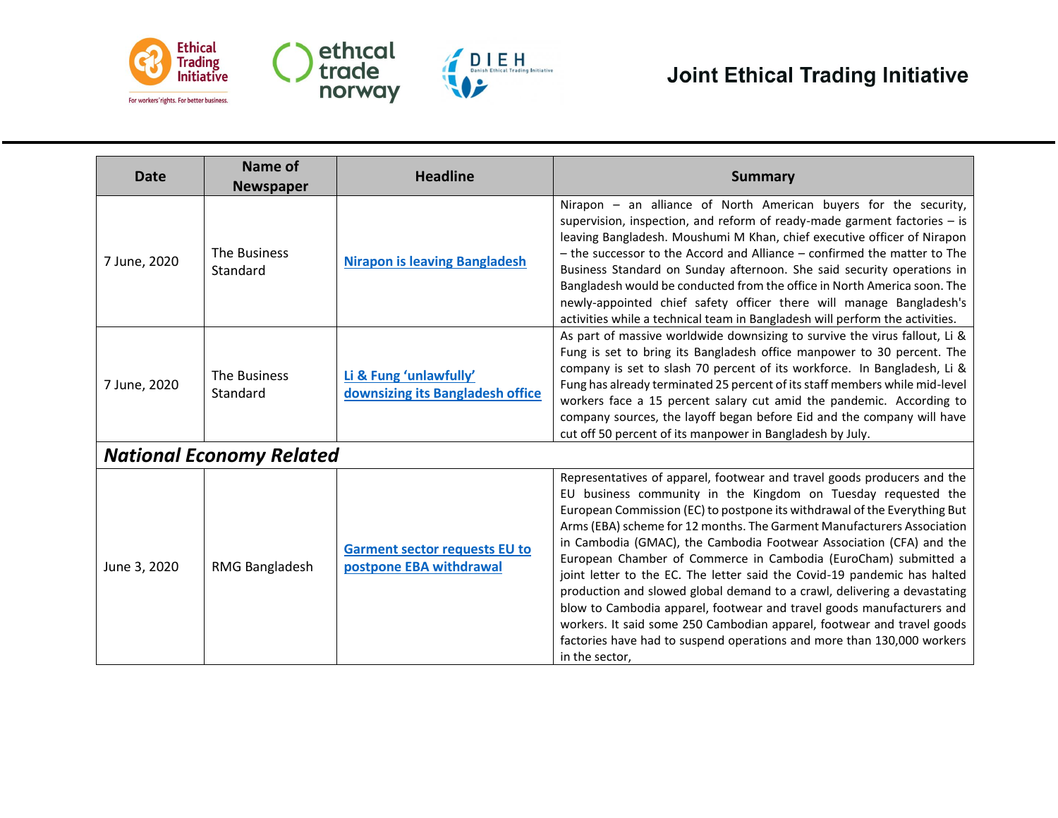| Date | Name of Newspaper | Headline | Summary |
|---|---|---|---|
| 7 June, 2020 | The Business Standard | [Nirapon is leaving Bangladesh]() | Nirapon – an alliance of North American buyers for the security, supervision, inspection, and reform of ready-made garment factories – is leaving Bangladesh. Moushumi M Khan, chief executive officer of Nirapon – the successor to the Accord and Alliance – confirmed the matter to The Business Standard on Sunday afternoon. She said security operations in Bangladesh would be conducted from the office in North America soon. The newly-appointed chief safety officer there will manage Bangladesh's activities while a technical team in Bangladesh will perform the activities. |
| 7 June, 2020 | The Business Standard | [Li & Fung 'unlawfully' downsizing its Bangladesh office]() | As part of massive worldwide downsizing to survive the virus fallout, Li & Fung is set to bring its Bangladesh office manpower to 30 percent. The company is set to slash 70 percent of its workforce. In Bangladesh, Li & Fung has already terminated 25 percent of its staff members while mid-level workers face a 15 percent salary cut amid the pandemic. According to company sources, the layoff began before Eid and the company will have cut off 50 percent of its manpower in Bangladesh by July. |
| ***National Economy Related*** | | | |
| June 3, 2020 | RMG Bangladesh | [Garment sector requests EU to postpone EBA withdrawal]() | Representatives of apparel, footwear and travel goods producers and the EU business community in the Kingdom on Tuesday requested the European Commission (EC) to postpone its withdrawal of the Everything But Arms (EBA) scheme for 12 months. The Garment Manufacturers Association in Cambodia (GMAC), the Cambodia Footwear Association (CFA) and the European Chamber of Commerce in Cambodia (EuroCham) submitted a joint letter to the EC. The letter said the Covid-19 pandemic has halted production and slowed global demand to a crawl, delivering a devastating blow to Cambodia apparel, footwear and travel goods manufacturers and workers. It said some 250 Cambodian apparel, footwear and travel goods factories have had to suspend operations and more than 130,000 workers in the sector, |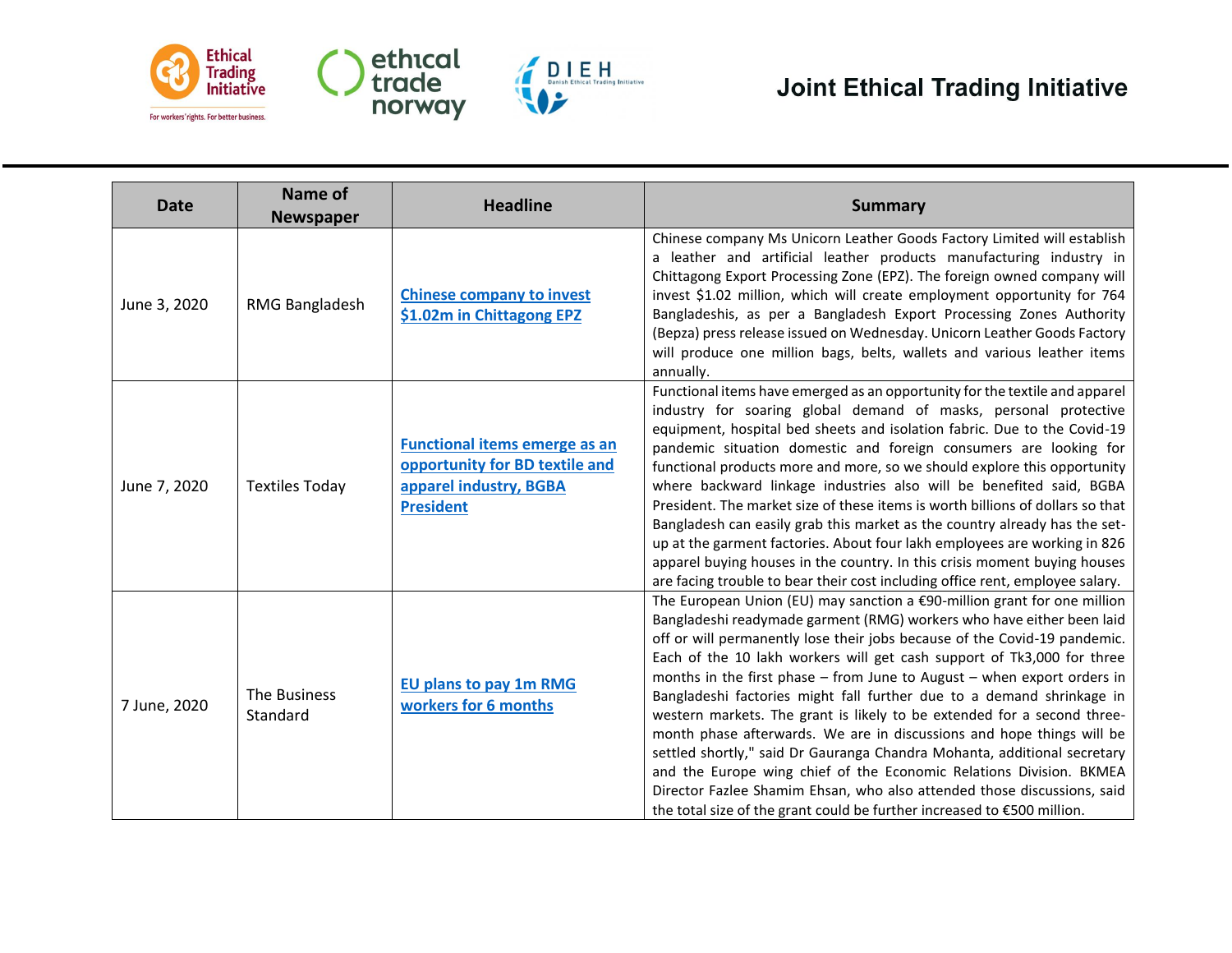| Date | Name of Newspaper | Headline | Summary |
|---|---|---|---|
| June 3, 2020 | RMG Bangladesh | [Chinese company to invest $1.02m in Chittagong EPZ]() | Chinese company Ms Unicorn Leather Goods Factory Limited will establish a leather and artificial leather products manufacturing industry in Chittagong Export Processing Zone (EPZ). The foreign owned company will invest $1.02 million, which will create employment opportunity for 764 Bangladeshis, as per a Bangladesh Export Processing Zones Authority (Bepza) press release issued on Wednesday. Unicorn Leather Goods Factory will produce one million bags, belts, wallets and various leather items annually. |
| June 7, 2020 | Textiles Today | [Functional items emerge as an opportunity for BD textile and apparel industry, BGBA President]() | Functional items have emerged as an opportunity for the textile and apparel industry for soaring global demand of masks, personal protective equipment, hospital bed sheets and isolation fabric. Due to the Covid-19 pandemic situation domestic and foreign consumers are looking for functional products more and more, so we should explore this opportunity where backward linkage industries also will be benefited said, BGBA President. The market size of these items is worth billions of dollars so that Bangladesh can easily grab this market as the country already has the set-up at the garment factories. About four lakh employees are working in 826 apparel buying houses in the country. In this crisis moment buying houses are facing trouble to bear their cost including office rent, employee salary. |
| 7 June, 2020 | The Business Standard | [EU plans to pay 1m RMG workers for 6 months]() | The European Union (EU) may sanction a €90-million grant for one million Bangladeshi readymade garment (RMG) workers who have either been laid off or will permanently lose their jobs because of the Covid-19 pandemic. Each of the 10 lakh workers will get cash support of Tk3,000 for three months in the first phase – from June to August – when export orders in Bangladeshi factories might fall further due to a demand shrinkage in western markets. The grant is likely to be extended for a second three-month phase afterwards. We are in discussions and hope things will be settled shortly," said Dr Gauranga Chandra Mohanta, additional secretary and the Europe wing chief of the Economic Relations Division. BKMEA Director Fazlee Shamim Ehsan, who also attended those discussions, said the total size of the grant could be further increased to €500 million. |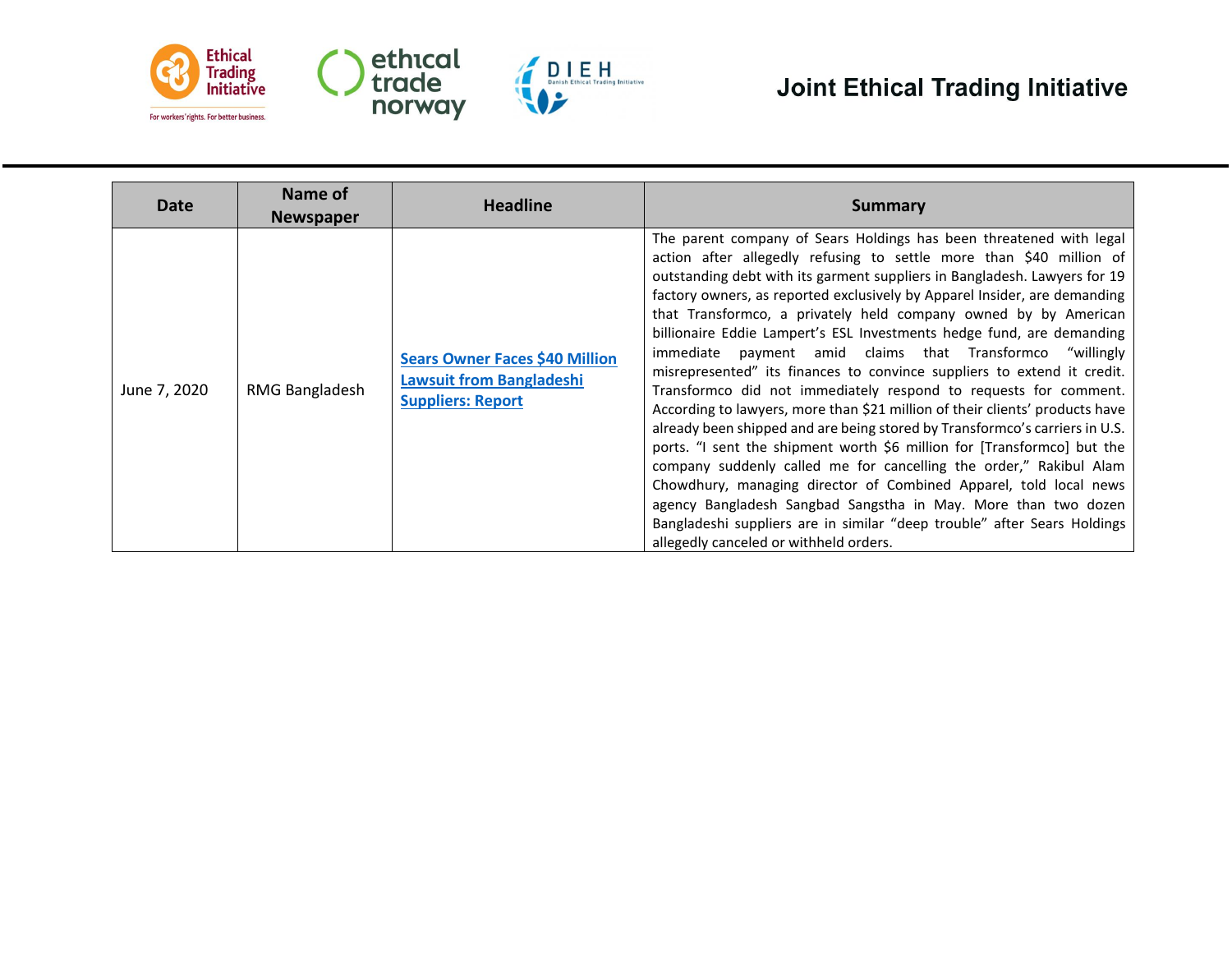| Date | Name of Newspaper | Headline | Summary |
|---|---|---|---|
| June 7, 2020 | RMG Bangladesh | Sears Owner Faces $40 Million Lawsuit from Bangladeshi Suppliers: Report | The parent company of Sears Holdings has been threatened with legal action after allegedly refusing to settle more than $40 million of outstanding debt with its garment suppliers in Bangladesh. Lawyers for 19 factory owners, as reported exclusively by Apparel Insider, are demanding that Transformco, a privately held company owned by by American billionaire Eddie Lampert's ESL Investments hedge fund, are demanding immediate payment amid claims that Transformco "willingly misrepresented" its finances to convince suppliers to extend it credit. Transformco did not immediately respond to requests for comment. According to lawyers, more than $21 million of their clients' products have already been shipped and are being stored by Transformco's carriers in U.S. ports. "I sent the shipment worth $6 million for [Transformco] but the company suddenly called me for cancelling the order," Rakibul Alam Chowdhury, managing director of Combined Apparel, told local news agency Bangladesh Sangbad Sangstha in May. More than two dozen Bangladeshi suppliers are in similar "deep trouble" after Sears Holdings allegedly canceled or withheld orders. |